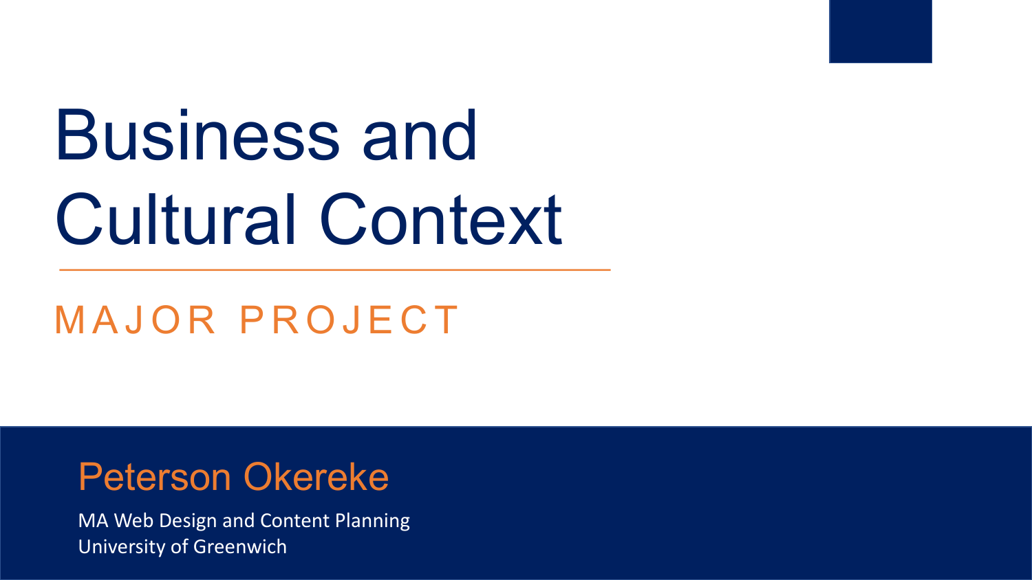# Business and Cultural Context

## MAJOR PROJECT

**Peterson Okereke**

MA Web Design and Content Planning
University of Greenwich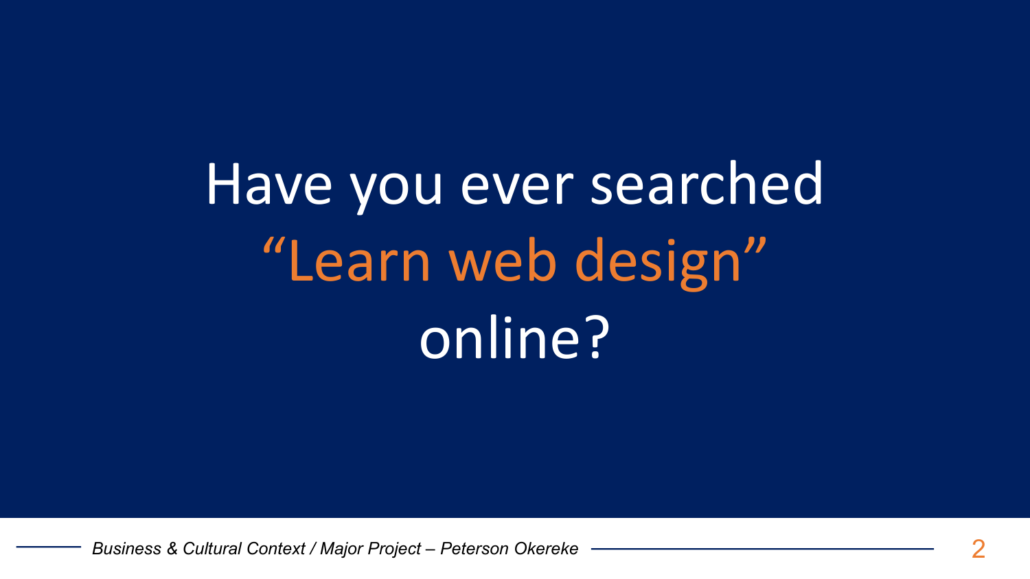# Have you ever searched "Learn web design" online?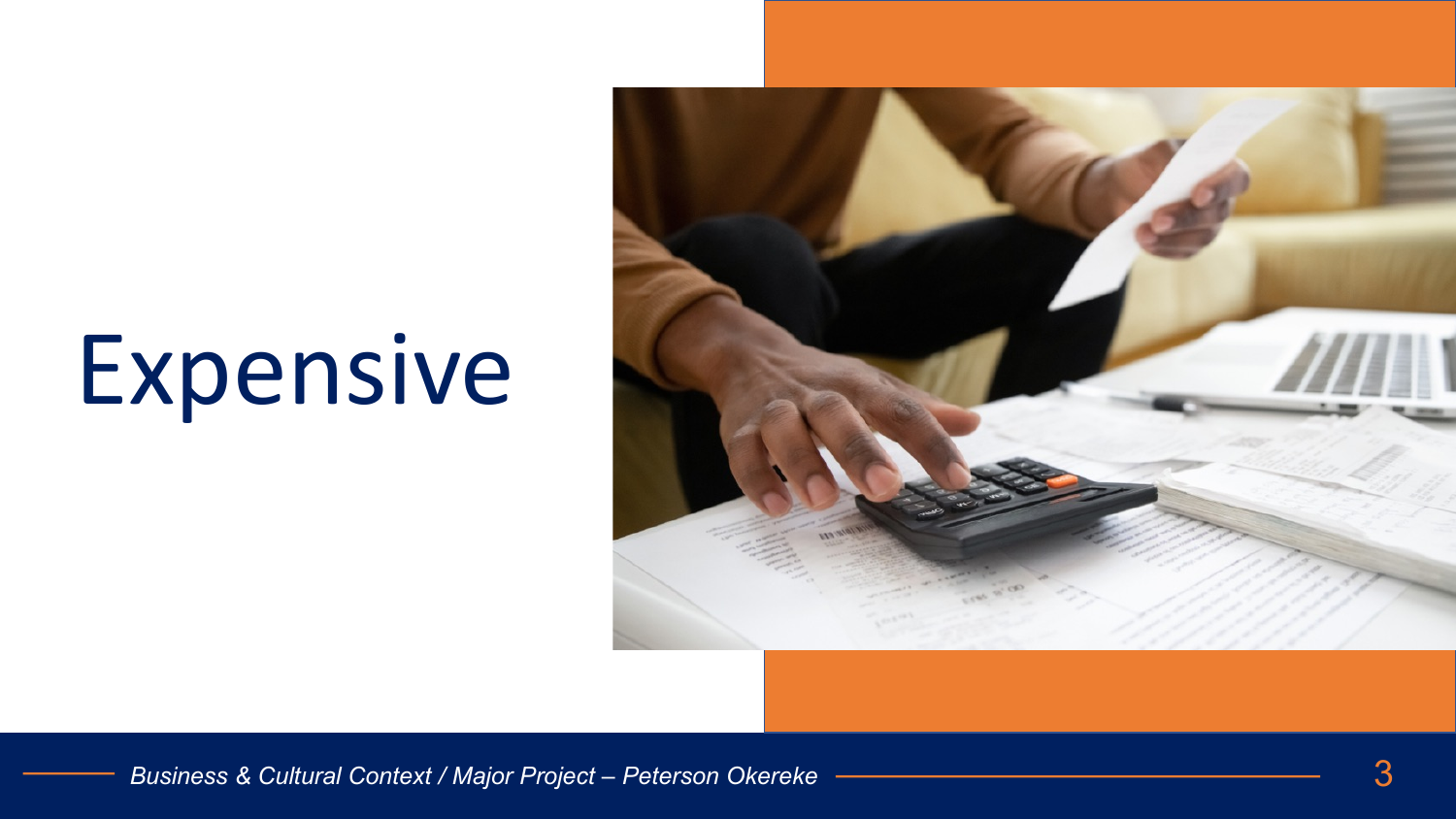# Expensive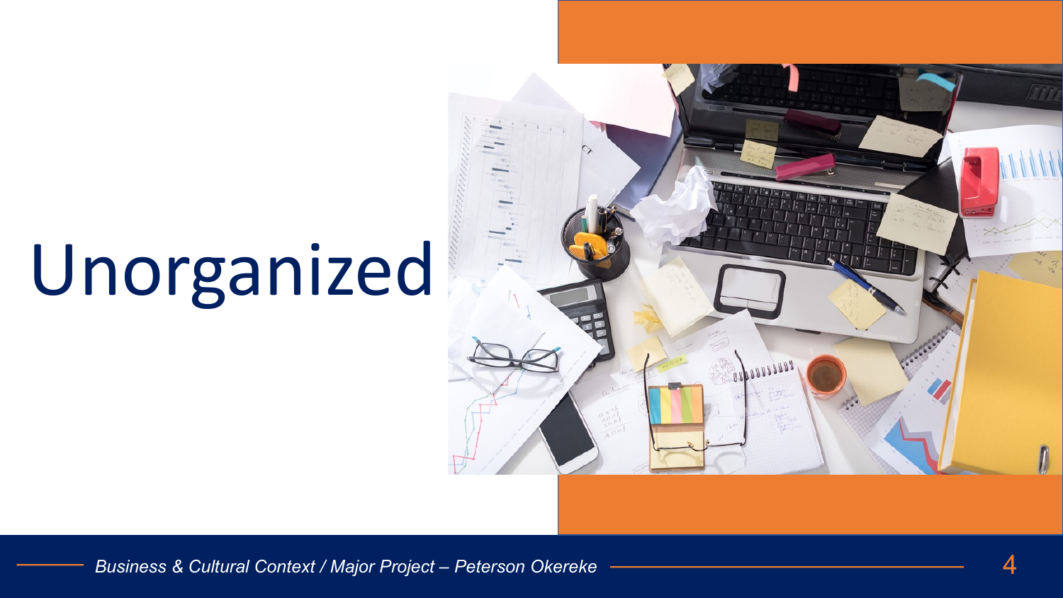# Unorganized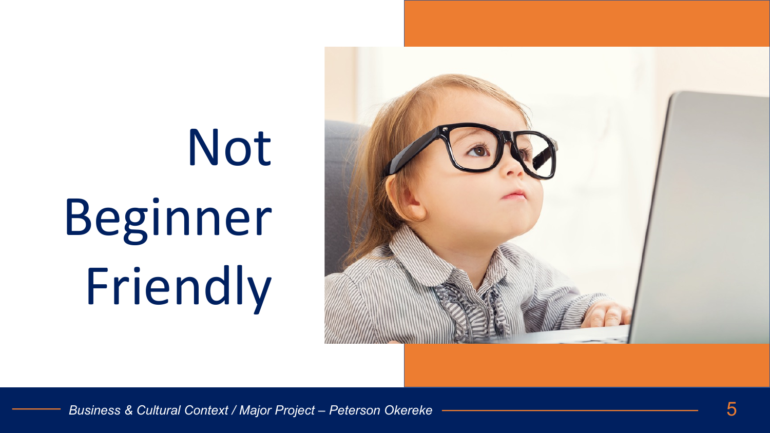# Not Beginner Friendly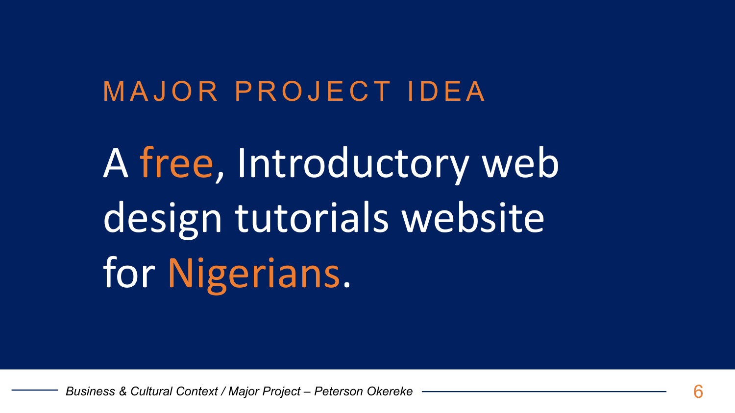## MAJOR PROJECT IDEA

# A free, Introductory web design tutorials website for Nigerians.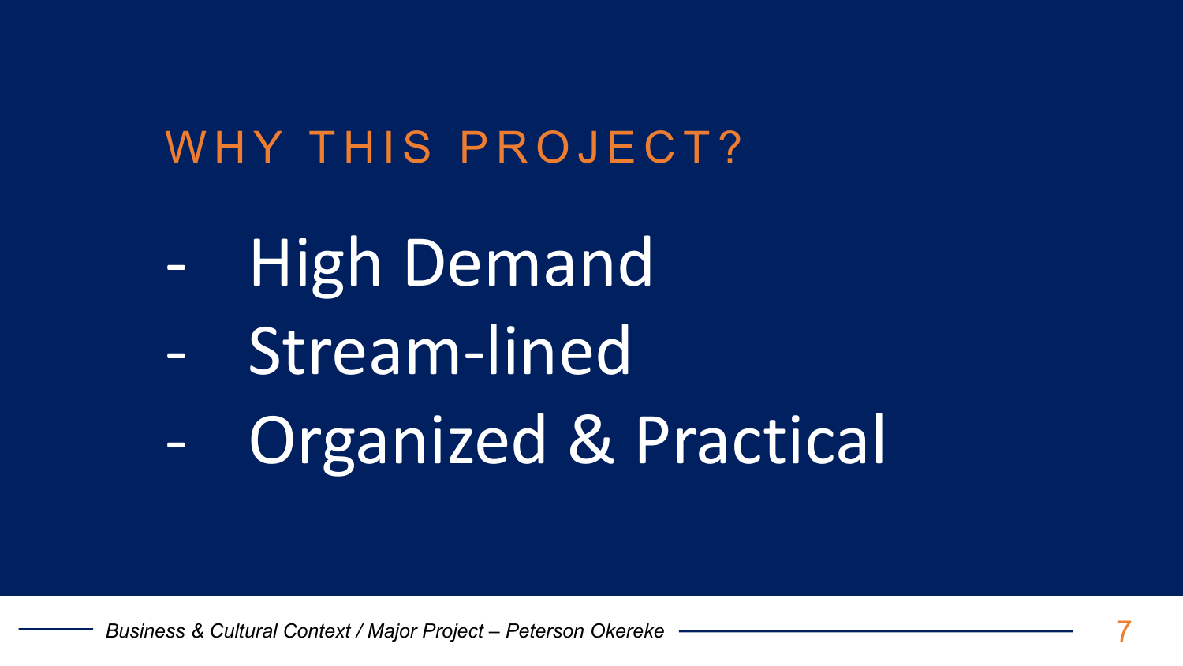## WHY THIS PROJECT?

- High Demand
- Stream-lined
- Organized & Practical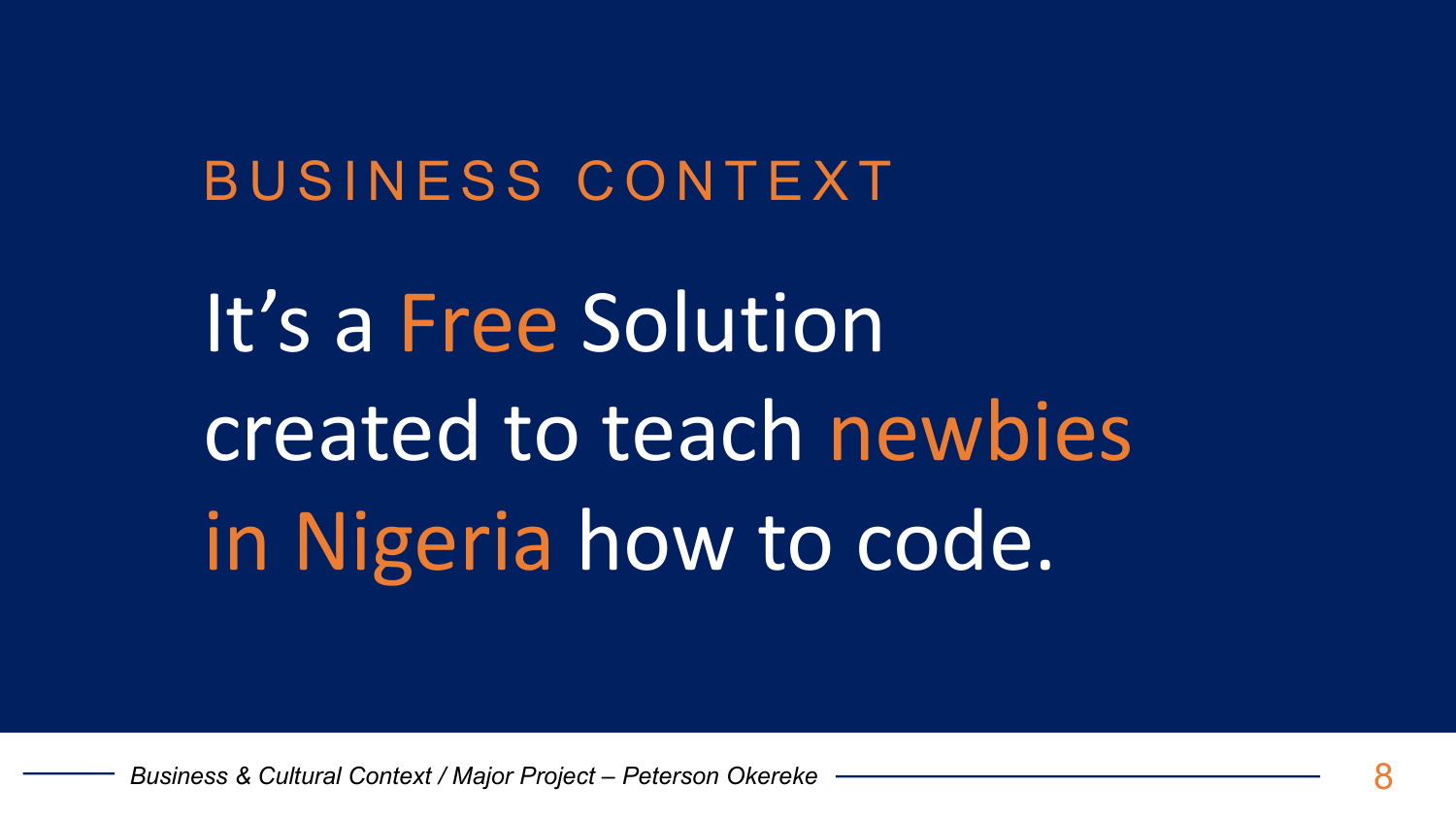## BUSINESS CONTEXT

# It's a Free Solution created to teach newbies in Nigeria how to code.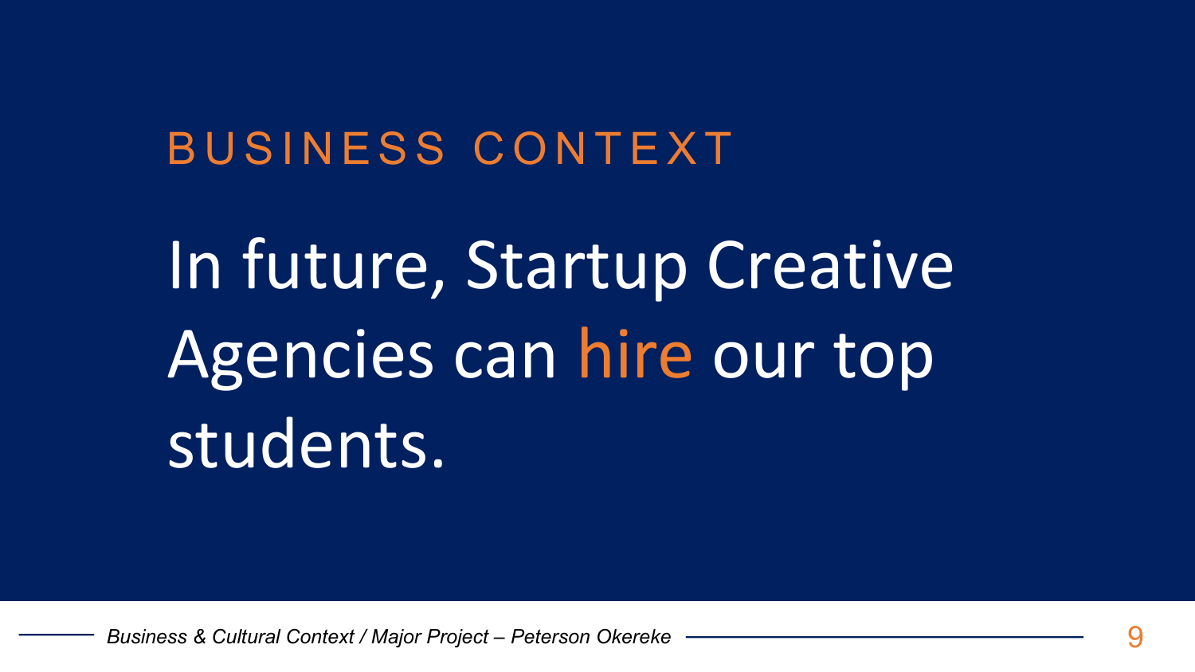## BUSINESS CONTEXT

# In future, Startup Creative Agencies can hire our top students.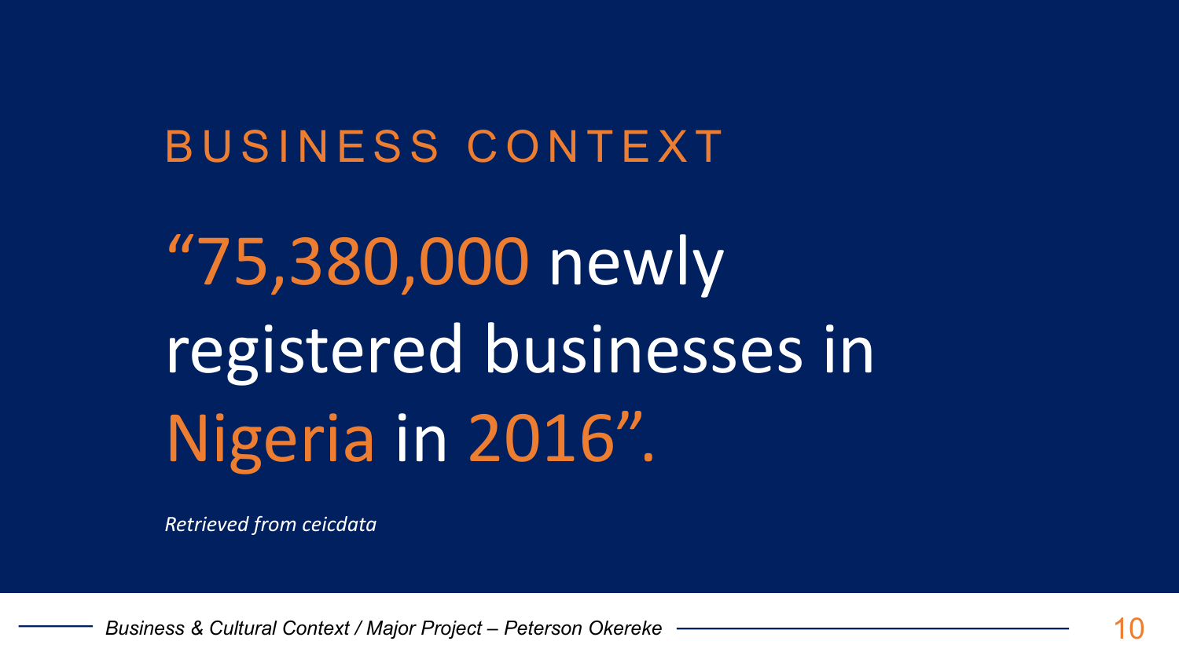## BUSINESS CONTEXT

# “75,380,000 newly registered businesses in Nigeria in 2016”.

*Retrieved from ceicdata*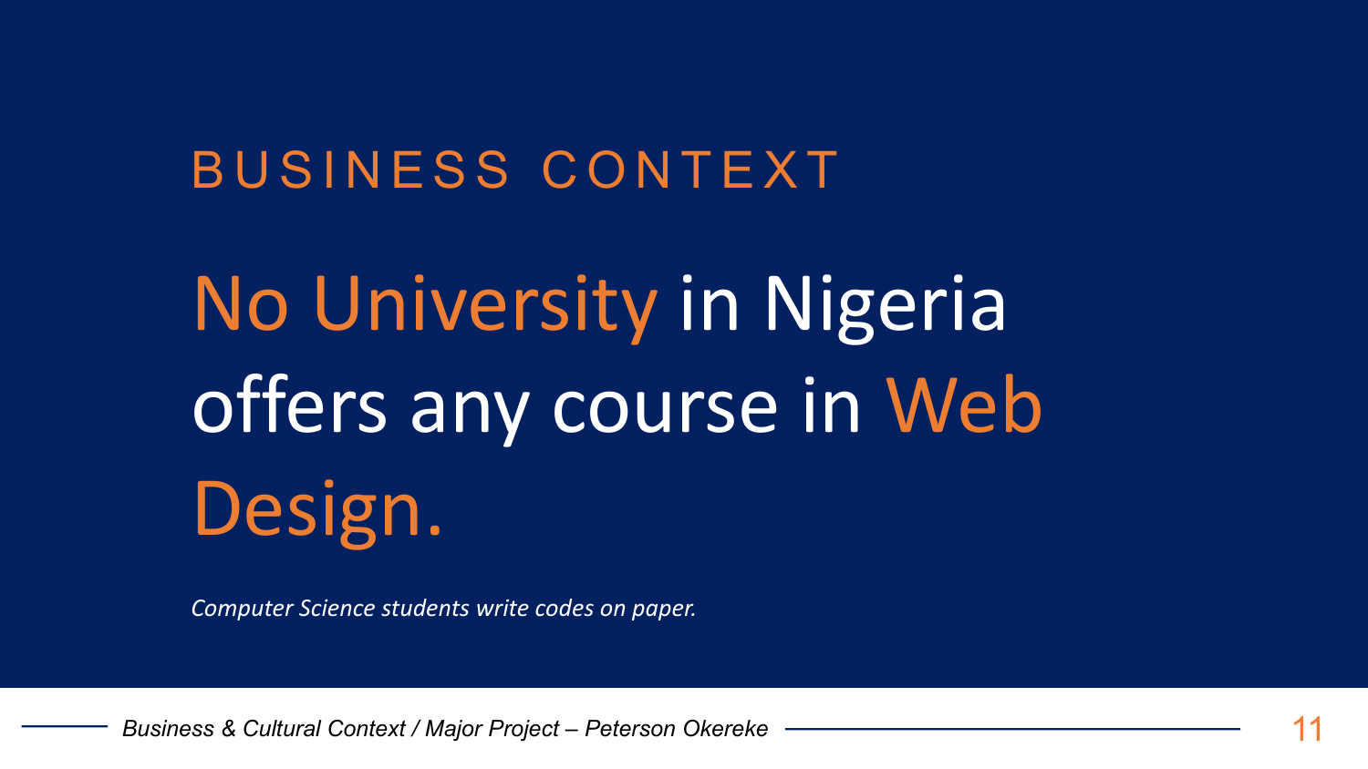## BUSINESS CONTEXT

# No University in Nigeria offers any course in Web Design.

*Computer Science students write codes on paper.*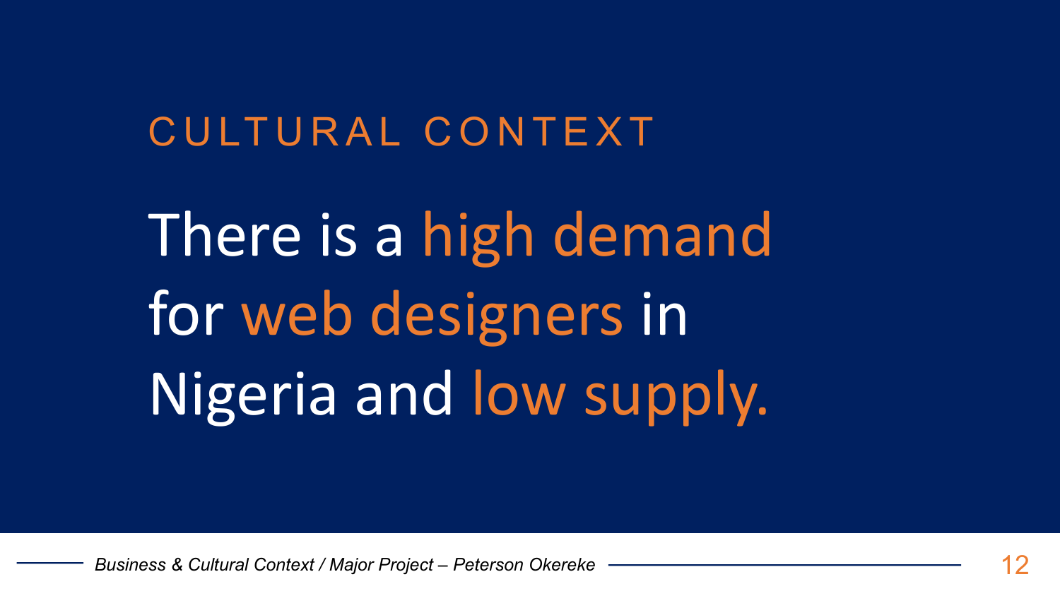## CULTURAL CONTEXT

# There is a high demand for web designers in Nigeria and low supply.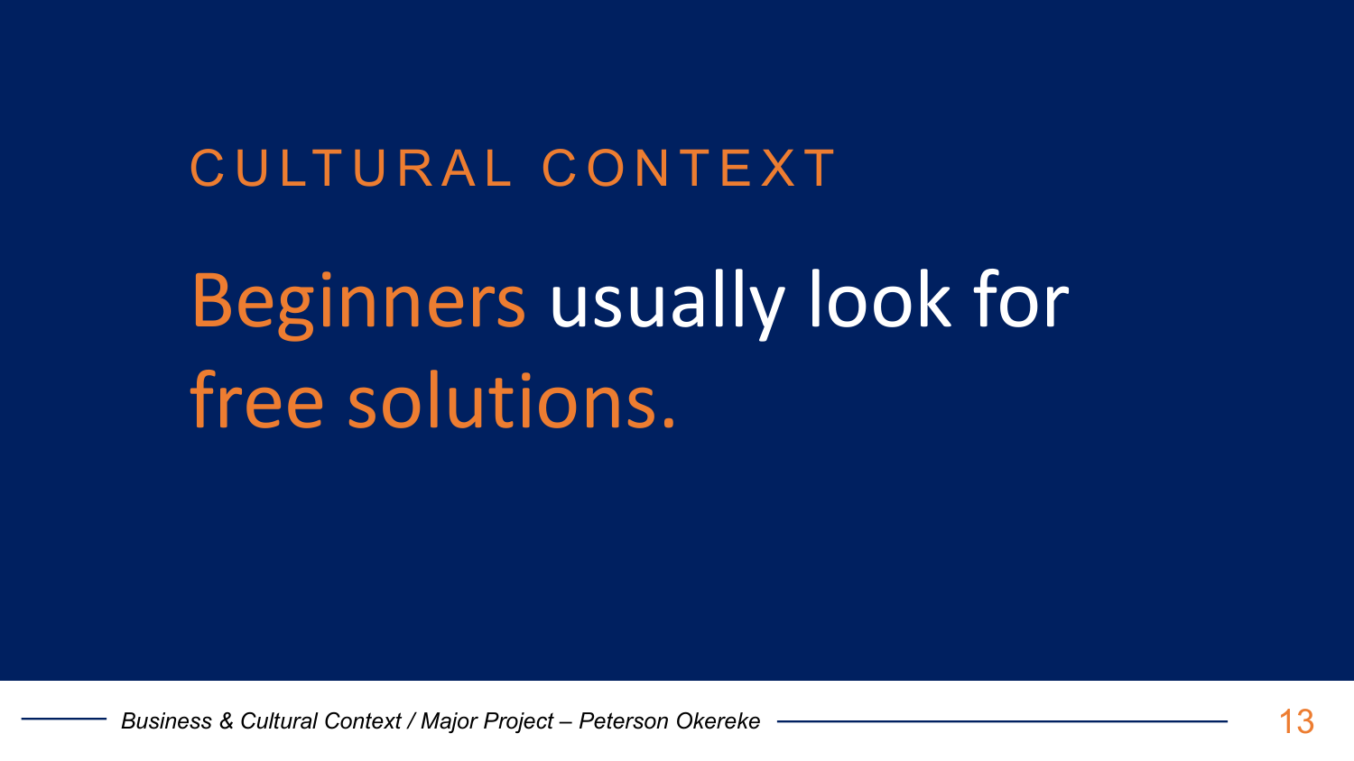## CULTURAL CONTEXT

# Beginners usually look for free solutions.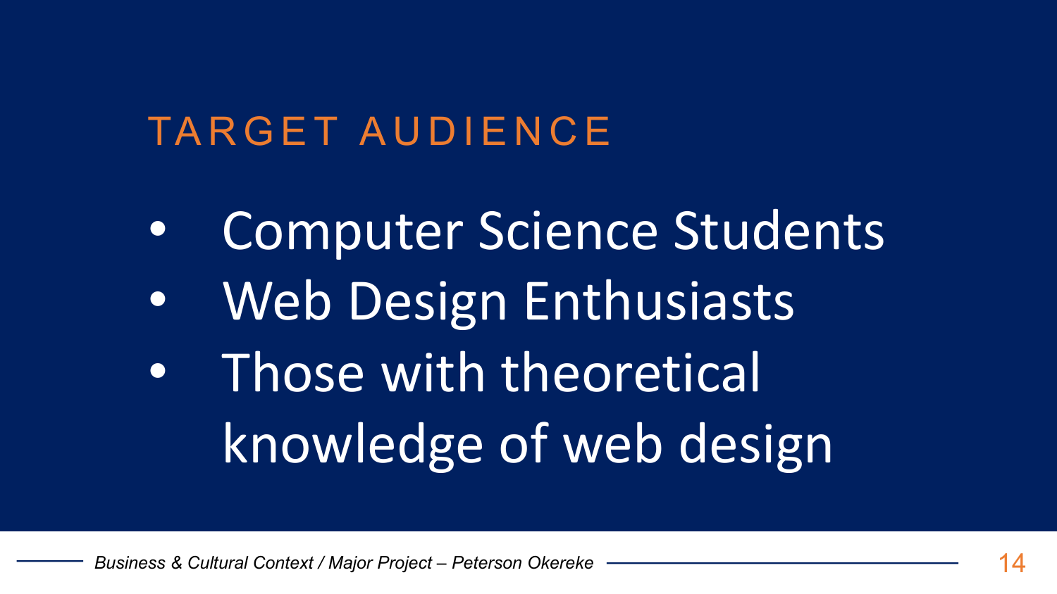## TARGET AUDIENCE

- Computer Science Students
- Web Design Enthusiasts
- Those with theoretical knowledge of web design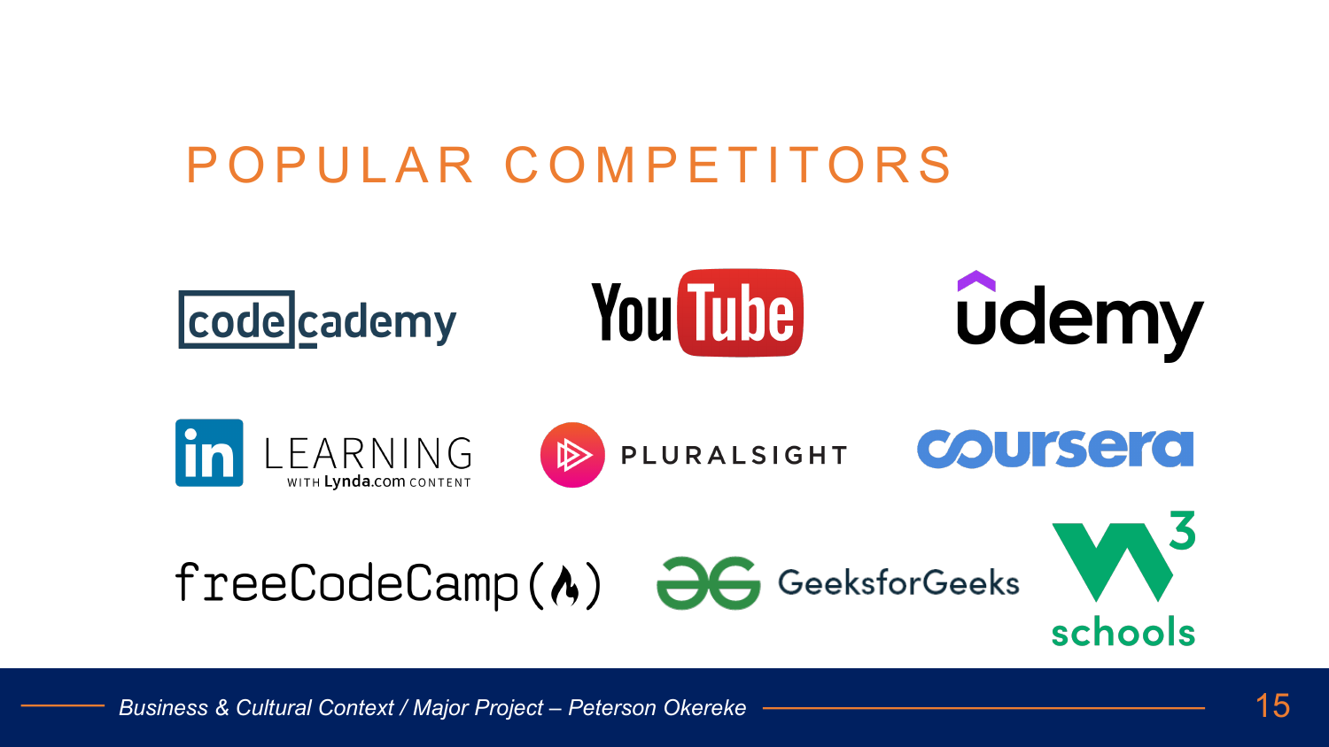# POPULAR COMPETITORS

codecademy

YouTube

udemy

LinkedIn LEARNING WITH Lynda.com CONTENT

PLURALSIGHT

coursera

freeCodeCamp

GeeksforGeeks

w3schools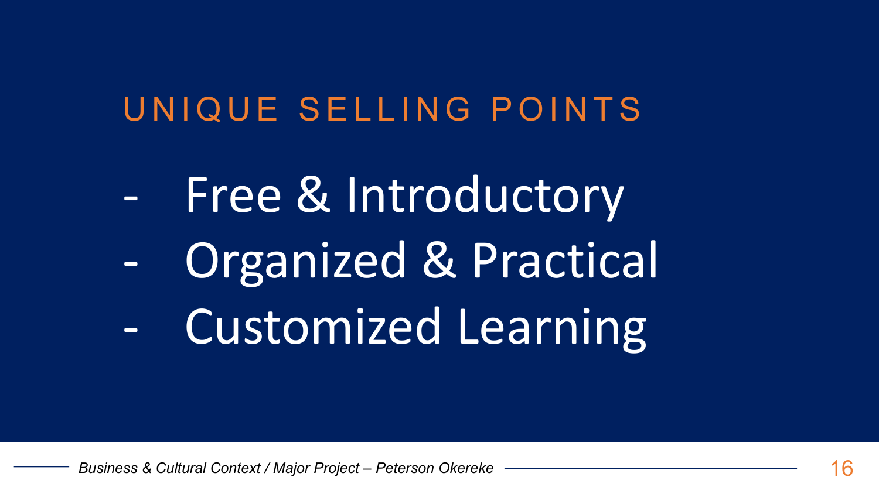## UNIQUE SELLING POINTS

- Free & Introductory
- Organized & Practical
- Customized Learning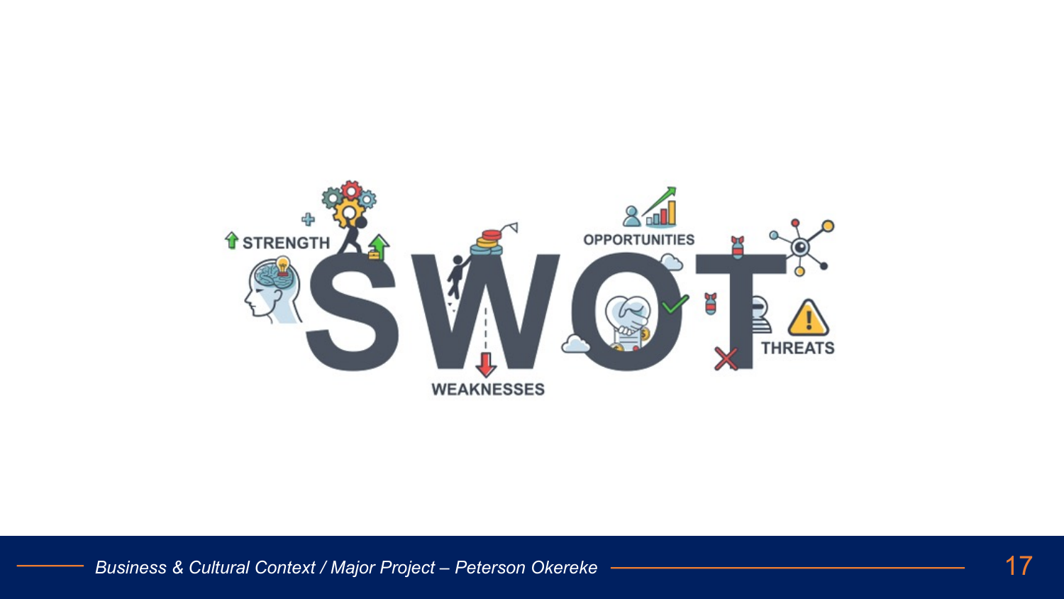# SWOT

STRENGTH

WEAKNESSES

OPPORTUNITIES

THREATS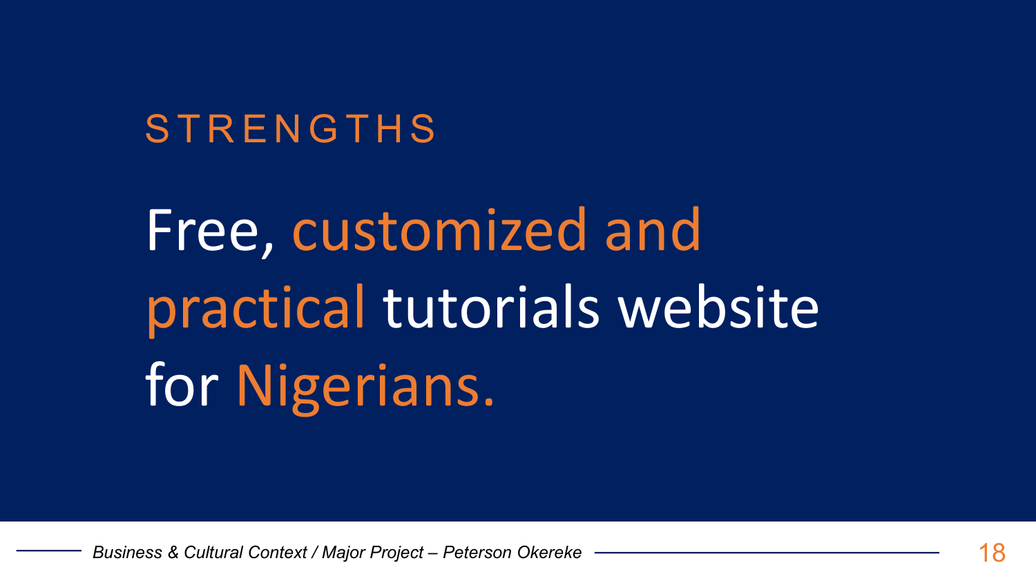## STRENGTHS

# Free, customized and practical tutorials website for Nigerians.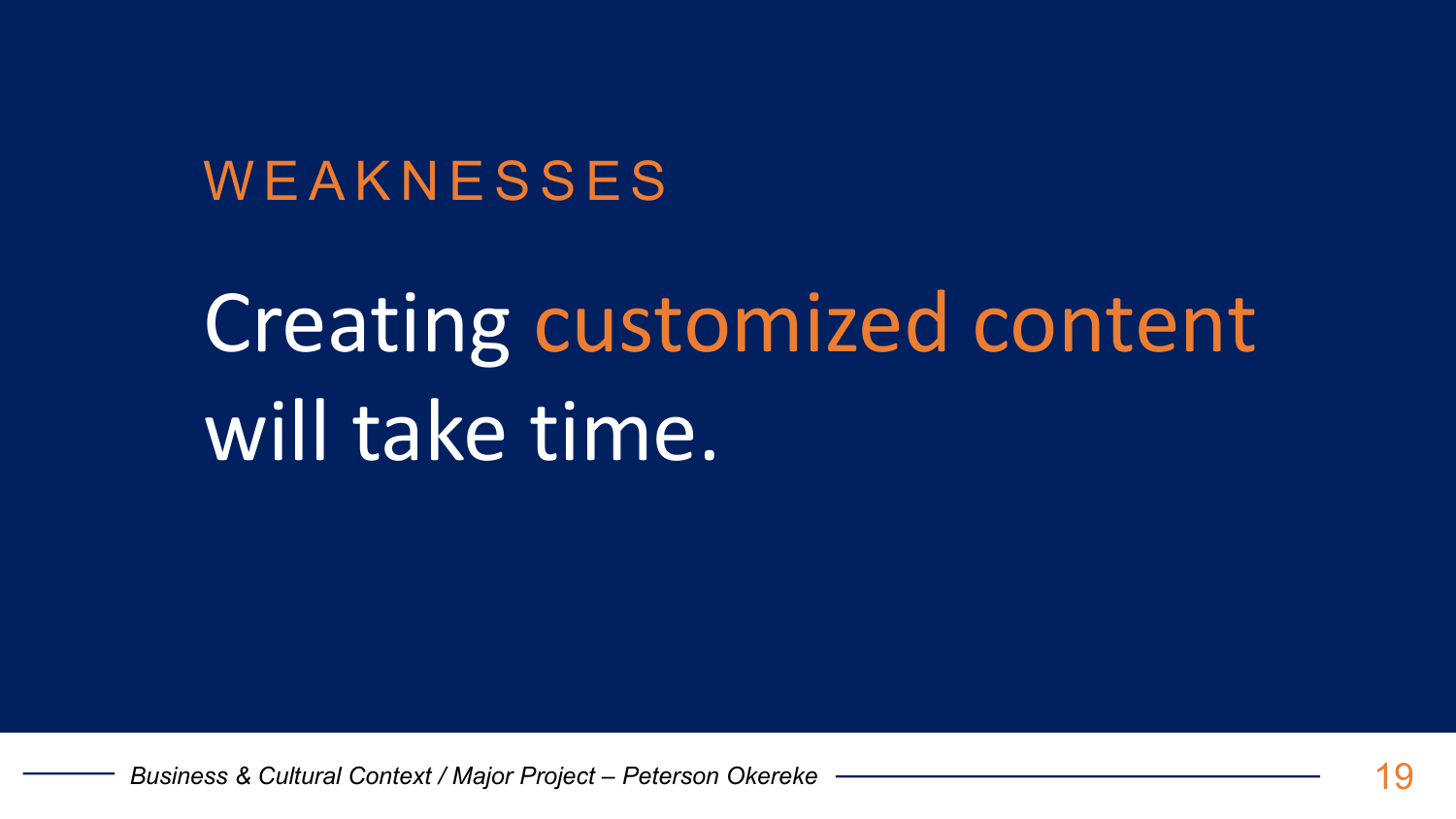## WEAKNESSES

# Creating customized content will take time.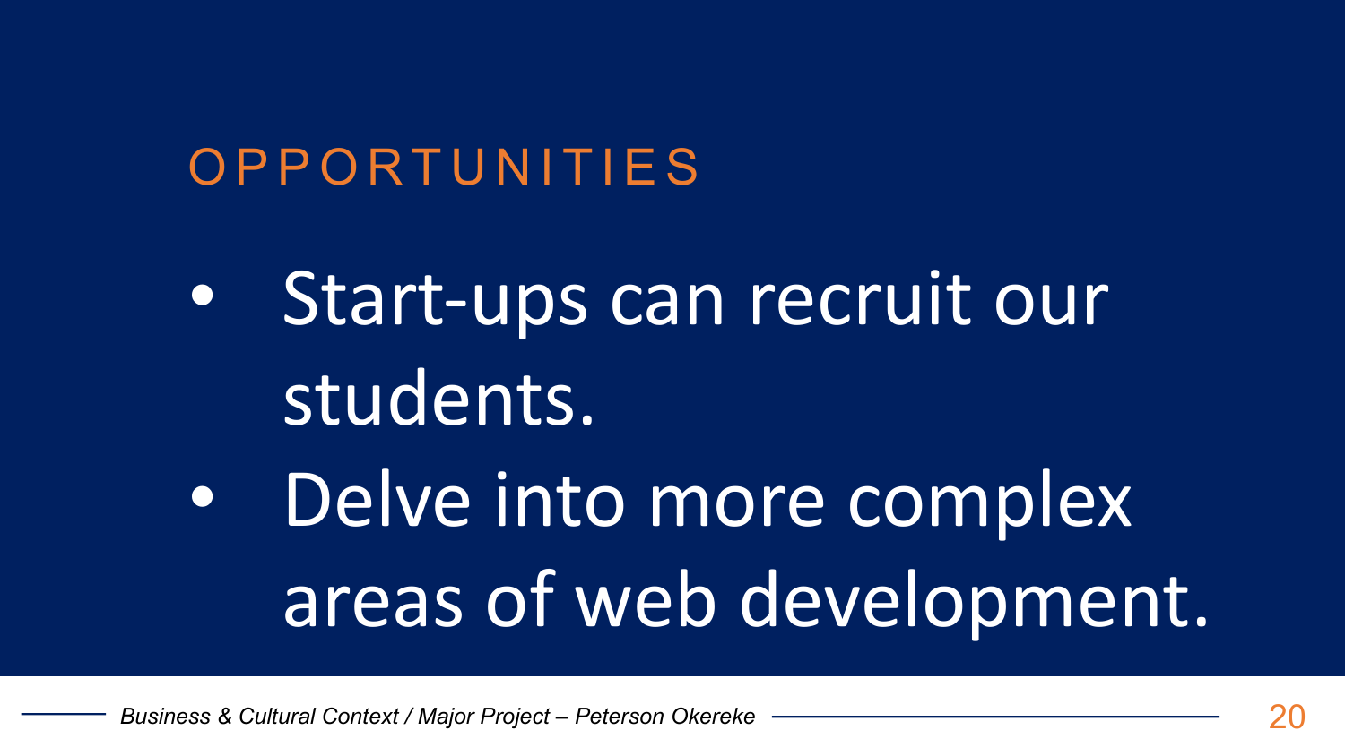# OPPORTUNITIES

- Start-ups can recruit our students.
- Delve into more complex areas of web development.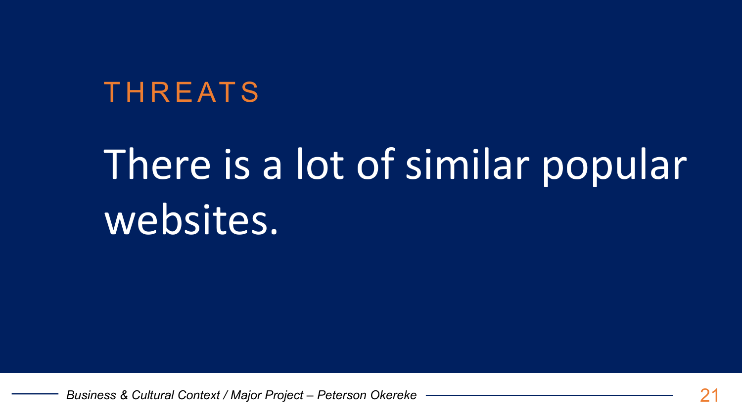## THREATS

There is a lot of similar popular websites.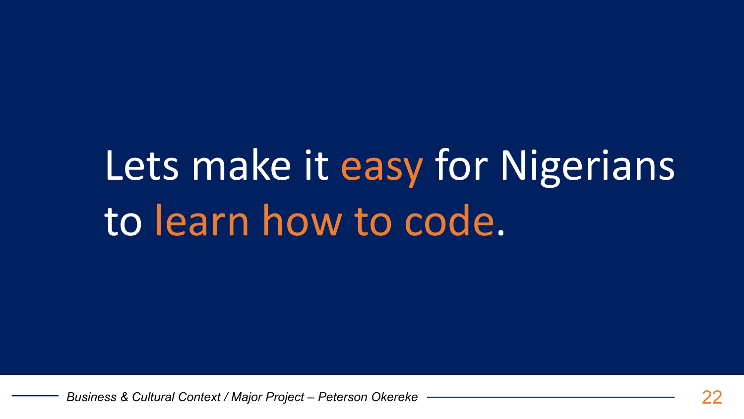# Lets make it easy for Nigerians to learn how to code.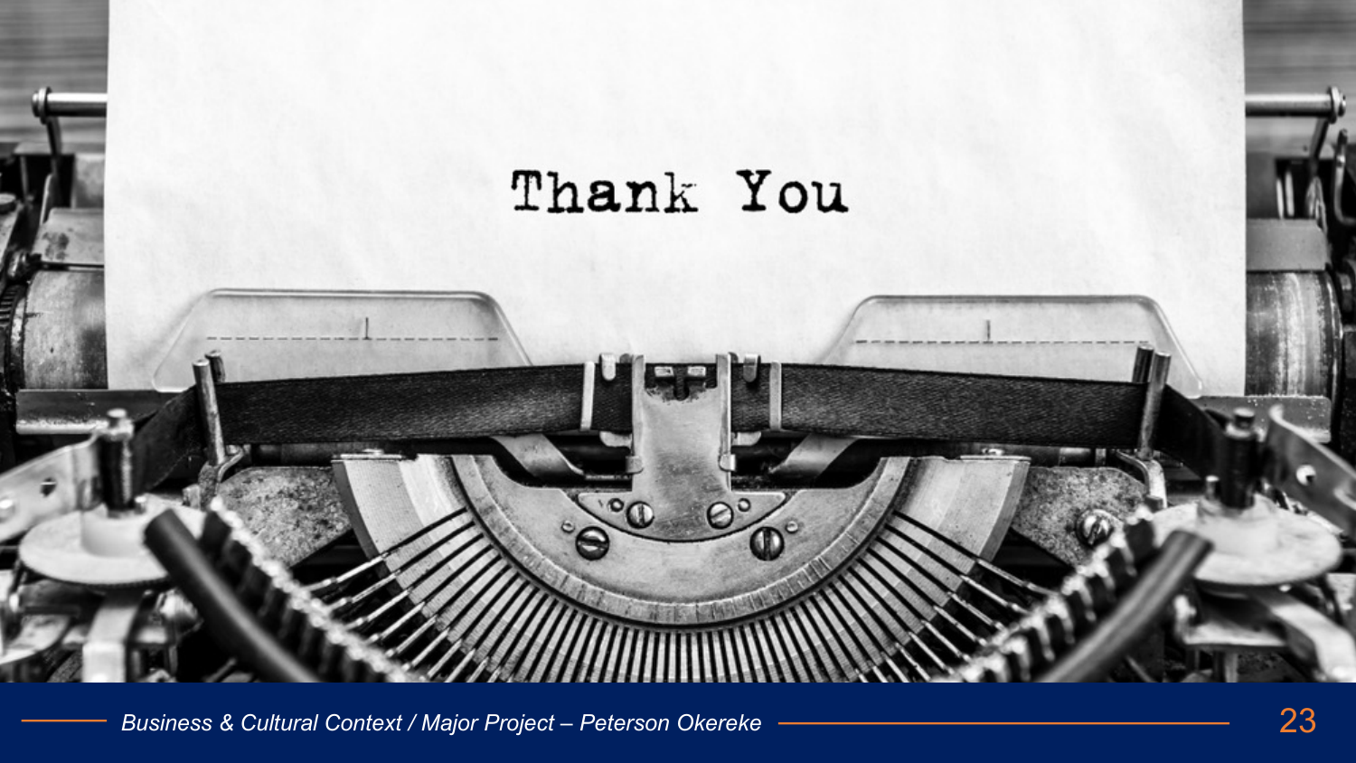Thank You